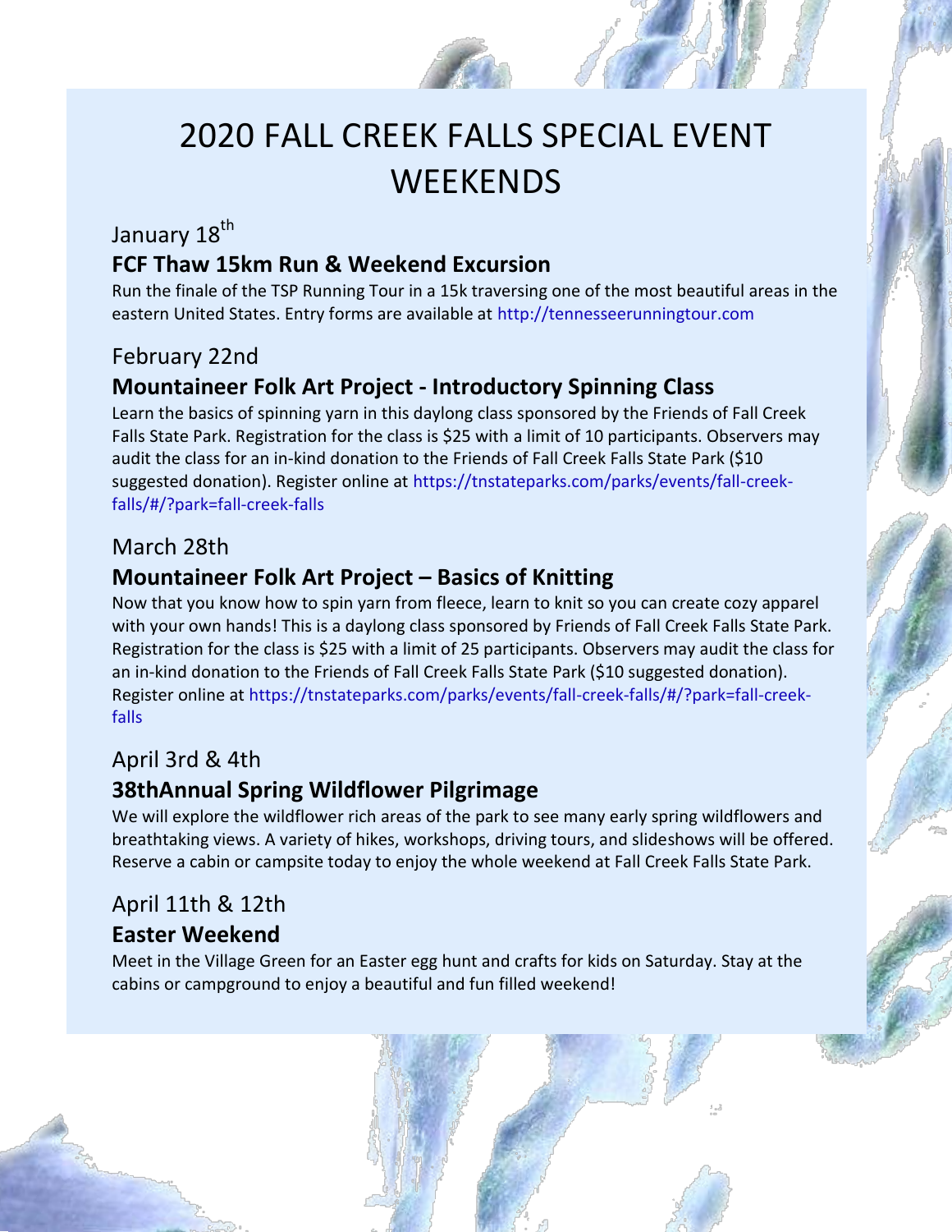# 2020 FALL CREEK FALLS SPECIAL EVENT WEEKENDS

## January 18th

### FCF Thaw 15km Run & Weekend Excursion

Run the finale of the TSP Running Tour in a 15k traversing one of the most beautiful areas in the eastern United States. Entry forms are available at http://tennesseerunningtour.com

## February 22nd

### Mountaineer Folk Art Project - Introductory Spinning Class

Learn the basics of spinning yarn in this daylong class sponsored by the Friends of Fall Creek Falls State Park. Registration for the class is $25 with a limit of 10 participants. Observers may audit the class for an in-kind donation to the Friends of Fall Creek Falls State Park ($10 suggested donation). Register online at https://tnstateparks.com/parks/events/fall-creek-falls/#/?park=fall-creek-falls

## March 28th

### Mountaineer Folk Art Project – Basics of Knitting

Now that you know how to spin yarn from fleece, learn to knit so you can create cozy apparel with your own hands! This is a daylong class sponsored by Friends of Fall Creek Falls State Park. Registration for the class is $25 with a limit of 25 participants. Observers may audit the class for an in-kind donation to the Friends of Fall Creek Falls State Park ($10 suggested donation). Register online at https://tnstateparks.com/parks/events/fall-creek-falls/#/?park=fall-creek-falls

## April 3rd & 4th

### 38thAnnual Spring Wildflower Pilgrimage

We will explore the wildflower rich areas of the park to see many early spring wildflowers and breathtaking views. A variety of hikes, workshops, driving tours, and slideshows will be offered. Reserve a cabin or campsite today to enjoy the whole weekend at Fall Creek Falls State Park.

## April 11th & 12th

### Easter Weekend

Meet in the Village Green for an Easter egg hunt and crafts for kids on Saturday. Stay at the cabins or campground to enjoy a beautiful and fun filled weekend!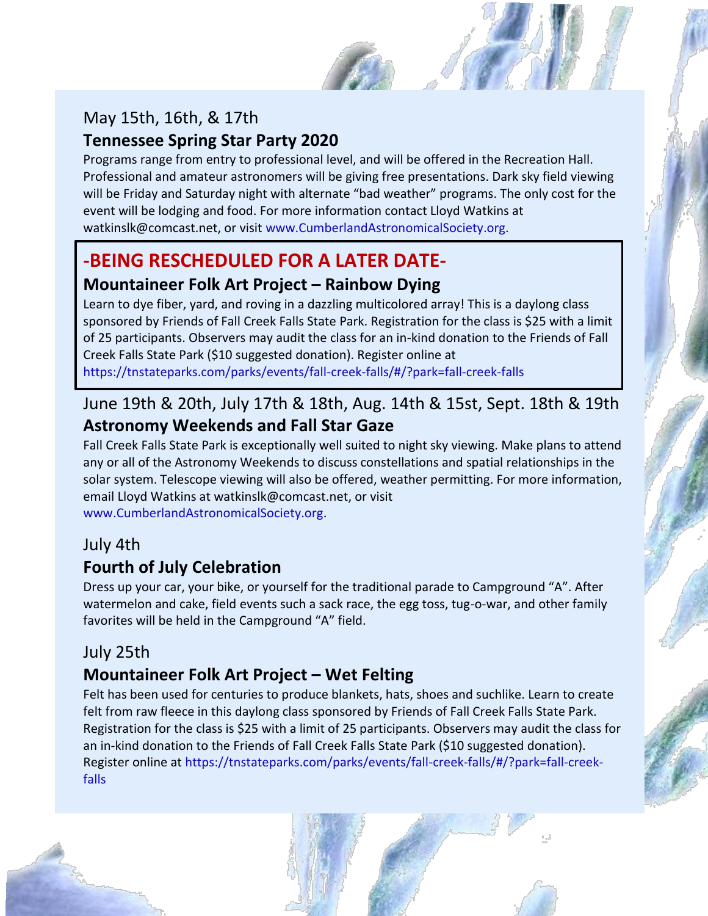May 15th, 16th, & 17th

### Tennessee Spring Star Party 2020

Programs range from entry to professional level, and will be offered in the Recreation Hall. Professional and amateur astronomers will be giving free presentations. Dark sky field viewing will be Friday and Saturday night with alternate “bad weather” programs. The only cost for the event will be lodging and food. For more information contact Lloyd Watkins at watkinslk@comcast.net, or visit www.CumberlandAstronomicalSociety.org.

## -BEING RESCHEDULED FOR A LATER DATE-

### Mountaineer Folk Art Project – Rainbow Dying

Learn to dye fiber, yard, and roving in a dazzling multicolored array! This is a daylong class sponsored by Friends of Fall Creek Falls State Park. Registration for the class is $25 with a limit of 25 participants. Observers may audit the class for an in-kind donation to the Friends of Fall Creek Falls State Park ($10 suggested donation). Register online at https://tnstateparks.com/parks/events/fall-creek-falls/#/?park=fall-creek-falls

June 19th & 20th, July 17th & 18th, Aug. 14th & 15st, Sept. 18th & 19th

### Astronomy Weekends and Fall Star Gaze

Fall Creek Falls State Park is exceptionally well suited to night sky viewing. Make plans to attend any or all of the Astronomy Weekends to discuss constellations and spatial relationships in the solar system. Telescope viewing will also be offered, weather permitting. For more information, email Lloyd Watkins at watkinslk@comcast.net, or visit www.CumberlandAstronomicalSociety.org.

July 4th

### Fourth of July Celebration

Dress up your car, your bike, or yourself for the traditional parade to Campground “A”. After watermelon and cake, field events such a sack race, the egg toss, tug-o-war, and other family favorites will be held in the Campground “A” field.

July 25th

### Mountaineer Folk Art Project – Wet Felting

Felt has been used for centuries to produce blankets, hats, shoes and suchlike. Learn to create felt from raw fleece in this daylong class sponsored by Friends of Fall Creek Falls State Park. Registration for the class is $25 with a limit of 25 participants. Observers may audit the class for an in-kind donation to the Friends of Fall Creek Falls State Park ($10 suggested donation). Register online at https://tnstateparks.com/parks/events/fall-creek-falls/#/?park=fall-creek-falls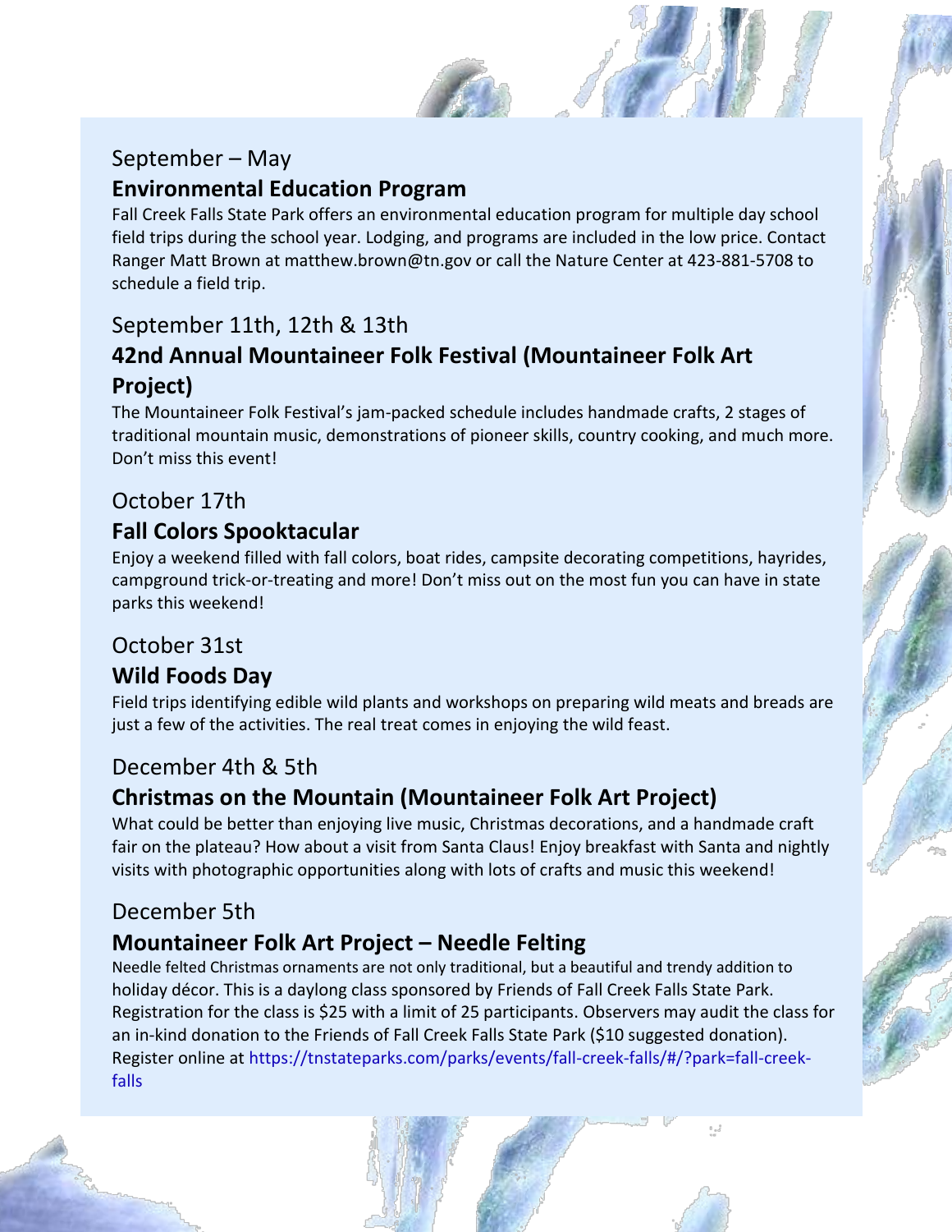September – May

## Environmental Education Program

Fall Creek Falls State Park offers an environmental education program for multiple day school field trips during the school year. Lodging, and programs are included in the low price. Contact Ranger Matt Brown at matthew.brown@tn.gov or call the Nature Center at 423-881-5708 to schedule a field trip.

September 11th, 12th & 13th

## 42nd Annual Mountaineer Folk Festival (Mountaineer Folk Art Project)

The Mountaineer Folk Festival's jam-packed schedule includes handmade crafts, 2 stages of traditional mountain music, demonstrations of pioneer skills, country cooking, and much more. Don't miss this event!

October 17th

## Fall Colors Spooktacular

Enjoy a weekend filled with fall colors, boat rides, campsite decorating competitions, hayrides, campground trick-or-treating and more! Don't miss out on the most fun you can have in state parks this weekend!

October 31st

## Wild Foods Day

Field trips identifying edible wild plants and workshops on preparing wild meats and breads are just a few of the activities. The real treat comes in enjoying the wild feast.

December 4th & 5th

## Christmas on the Mountain (Mountaineer Folk Art Project)

What could be better than enjoying live music, Christmas decorations, and a handmade craft fair on the plateau? How about a visit from Santa Claus! Enjoy breakfast with Santa and nightly visits with photographic opportunities along with lots of crafts and music this weekend!

December 5th

## Mountaineer Folk Art Project – Needle Felting

Needle felted Christmas ornaments are not only traditional, but a beautiful and trendy addition to holiday décor. This is a daylong class sponsored by Friends of Fall Creek Falls State Park. Registration for the class is $25 with a limit of 25 participants. Observers may audit the class for an in-kind donation to the Friends of Fall Creek Falls State Park ($10 suggested donation). Register online at https://tnstateparks.com/parks/events/fall-creek-falls/#/?park=fall-creek-falls